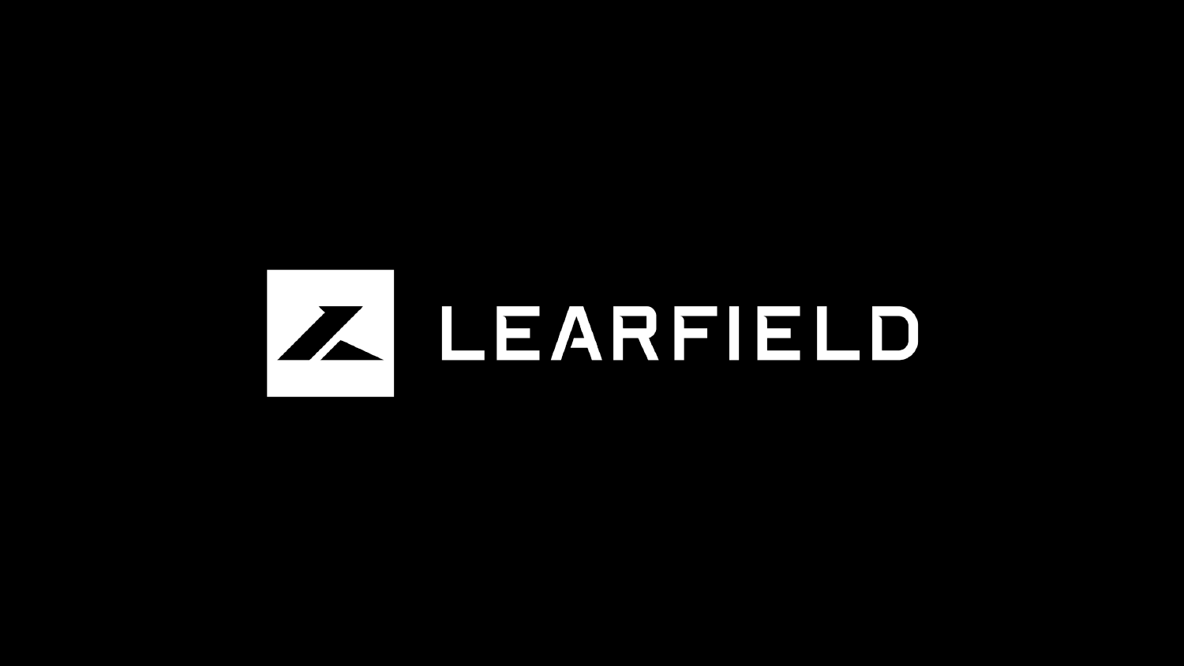LEARFIELD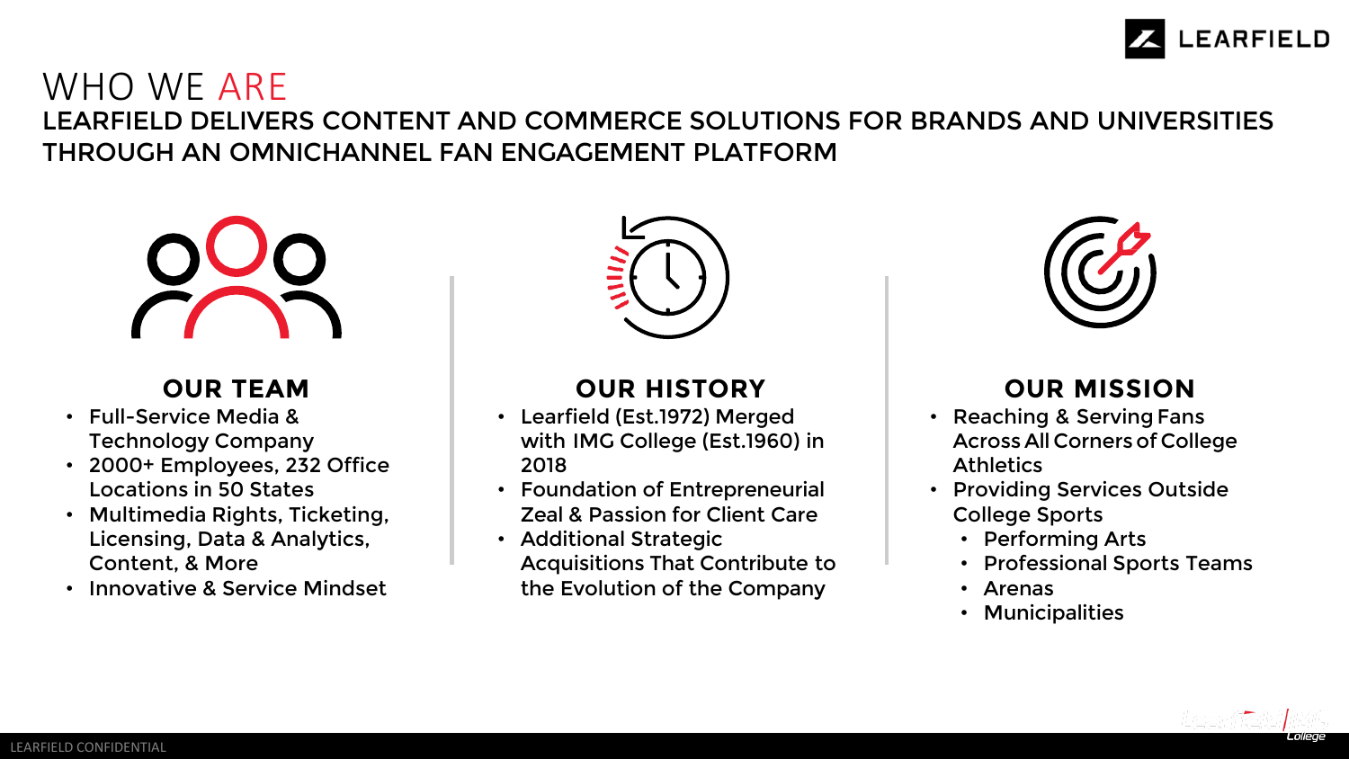# WHO WE ARE

## LEARFIELD DELIVERS CONTENT AND COMMERCE SOLUTIONS FOR BRANDS AND UNIVERSITIES THROUGH AN OMNICHANNEL FAN ENGAGEMENT PLATFORM

### OUR TEAM

- Full-Service Media & Technology Company
- 2000+ Employees, 232 Office Locations in 50 States
- Multimedia Rights, Ticketing, Licensing, Data & Analytics, Content, & More
- Innovative & Service Mindset

### OUR HISTORY

- Learfield (Est.1972) Merged with IMG College (Est.1960) in 2018
- Foundation of Entrepreneurial Zeal & Passion for Client Care
- Additional Strategic Acquisitions That Contribute to the Evolution of the Company

### OUR MISSION

- Reaching & Serving Fans Across All Corners of College Athletics
- Providing Services Outside College Sports
  - Performing Arts
  - Professional Sports Teams
  - Arenas
  - Municipalities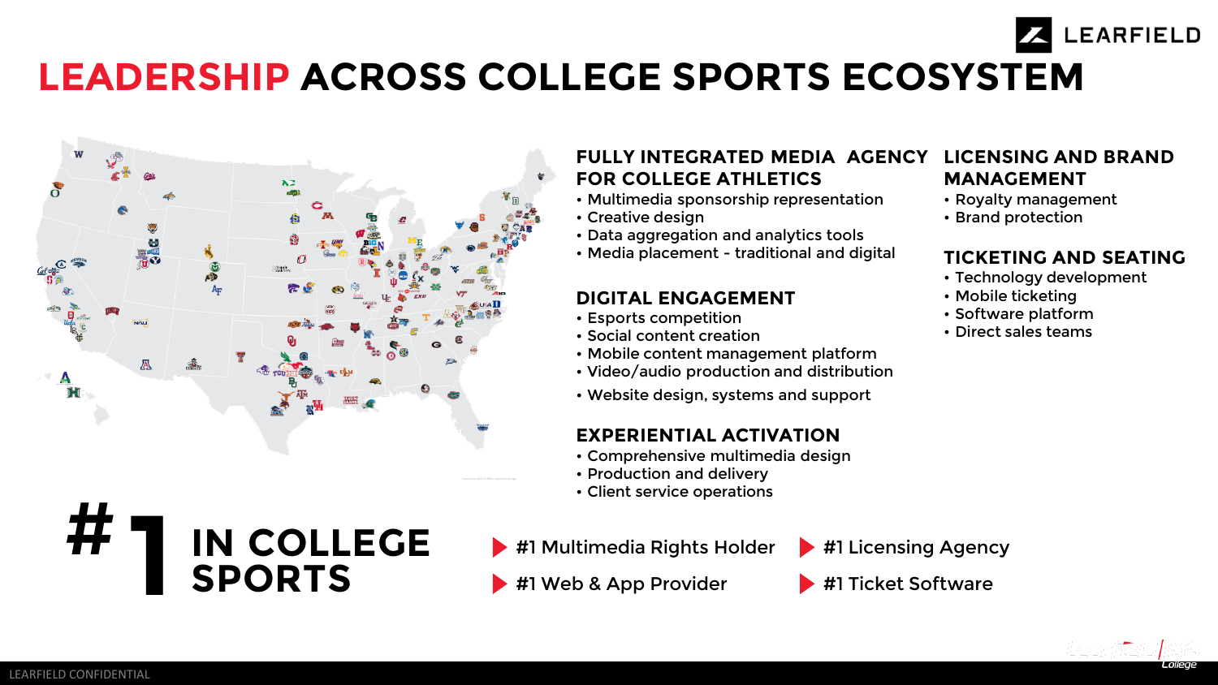# LEADERSHIP ACROSS COLLEGE SPORTS ECOSYSTEM

## FULLY INTEGRATED MEDIA AGENCY FOR COLLEGE ATHLETICS

- Multimedia sponsorship representation
- Creative design
- Data aggregation and analytics tools
- Media placement - traditional and digital

## DIGITAL ENGAGEMENT

- Esports competition
- Social content creation
- Mobile content management platform
- Video/audio production and distribution
- Website design, systems and support

## EXPERIENTIAL ACTIVATION

- Comprehensive multimedia design
- Production and delivery
- Client service operations

## LICENSING AND BRAND MANAGEMENT

- Royalty management
- Brand protection

## TICKETING AND SEATING

- Technology development
- Mobile ticketing
- Software platform
- Direct sales teams

# #1 IN COLLEGE SPORTS

- #1 Multimedia Rights Holder
- #1 Licensing Agency
- #1 Web & App Provider
- #1 Ticket Software

LEARFIELD CONFIDENTIAL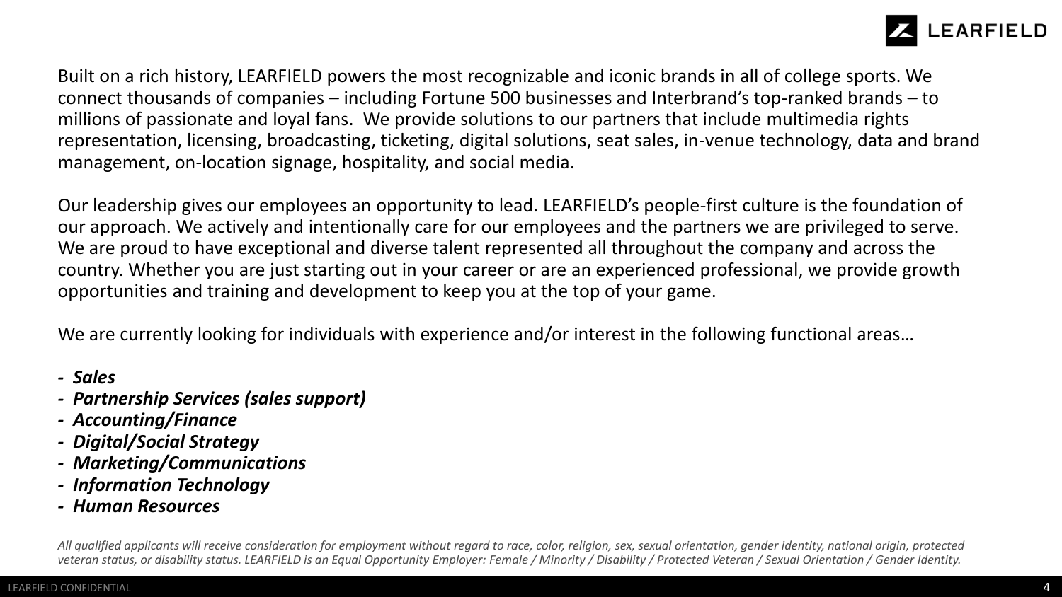Built on a rich history, LEARFIELD powers the most recognizable and iconic brands in all of college sports. We connect thousands of companies – including Fortune 500 businesses and Interbrand's top-ranked brands – to millions of passionate and loyal fans. We provide solutions to our partners that include multimedia rights representation, licensing, broadcasting, ticketing, digital solutions, seat sales, in-venue technology, data and brand management, on-location signage, hospitality, and social media.

Our leadership gives our employees an opportunity to lead. LEARFIELD's people-first culture is the foundation of our approach. We actively and intentionally care for our employees and the partners we are privileged to serve. We are proud to have exceptional and diverse talent represented all throughout the company and across the country. Whether you are just starting out in your career or are an experienced professional, we provide growth opportunities and training and development to keep you at the top of your game.

We are currently looking for individuals with experience and/or interest in the following functional areas…

- ***Sales***
- ***Partnership Services (sales support)***
- ***Accounting/Finance***
- ***Digital/Social Strategy***
- ***Marketing/Communications***
- ***Information Technology***
- ***Human Resources***

*All qualified applicants will receive consideration for employment without regard to race, color, religion, sex, sexual orientation, gender identity, national origin, protected veteran status, or disability status. LEARFIELD is an Equal Opportunity Employer: Female / Minority / Disability / Protected Veteran / Sexual Orientation / Gender Identity.*